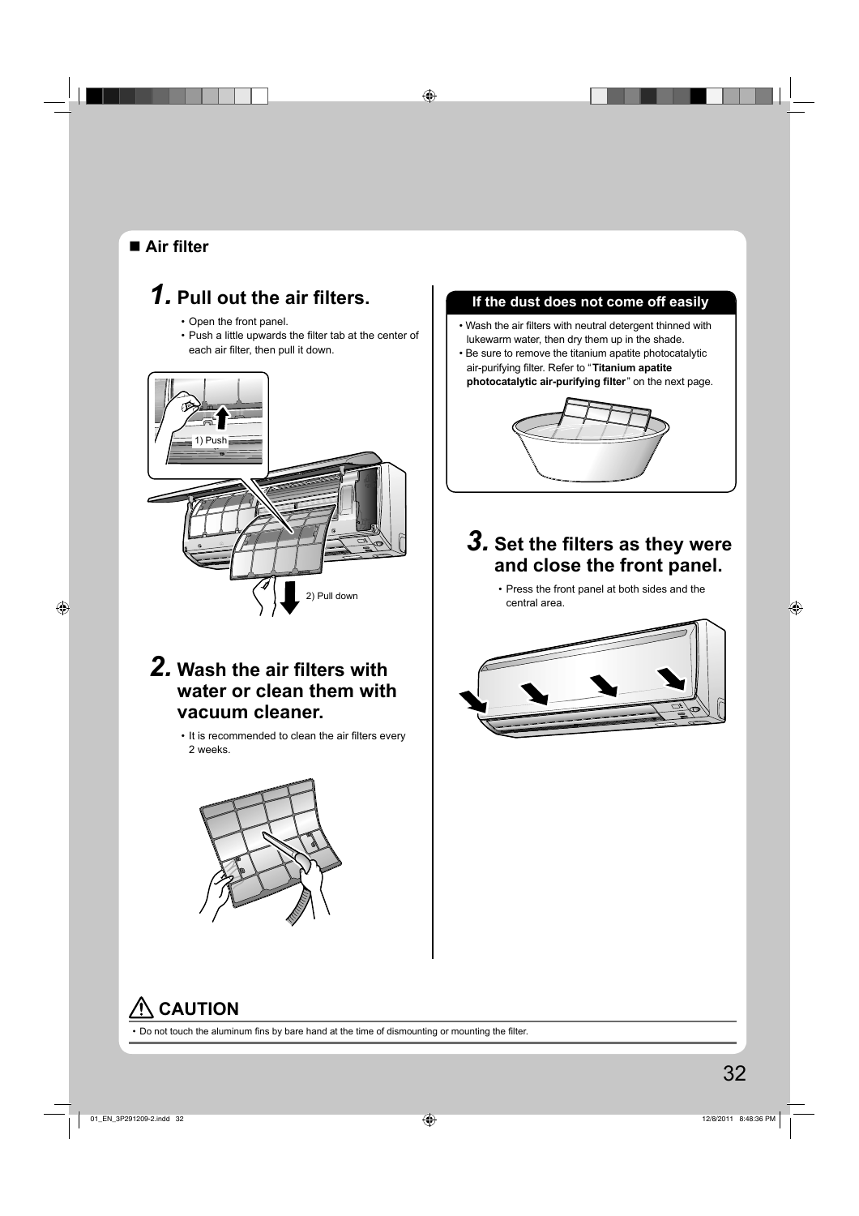## ■ Air filter

### 1. Pull out the air filters.

- Open the front panel.
- Push a little upwards the filter tab at the center of each air filter, then pull it down.

1) Push

2) Pull down

### 2. Wash the air filters with water or clean them with vacuum cleaner.

- It is recommended to clean the air filters every 2 weeks.

**If the dust does not come off easily**

- Wash the air filters with neutral detergent thinned with lukewarm water, then dry them up in the shade.
- Be sure to remove the titanium apatite photocatalytic air-purifying filter. Refer to "**Titanium apatite photocatalytic air-purifying filter**" on the next page.

### 3. Set the filters as they were and close the front panel.

- Press the front panel at both sides and the central area.

## ⚠ CAUTION

- Do not touch the aluminum fins by bare hand at the time of dismounting or mounting the filter.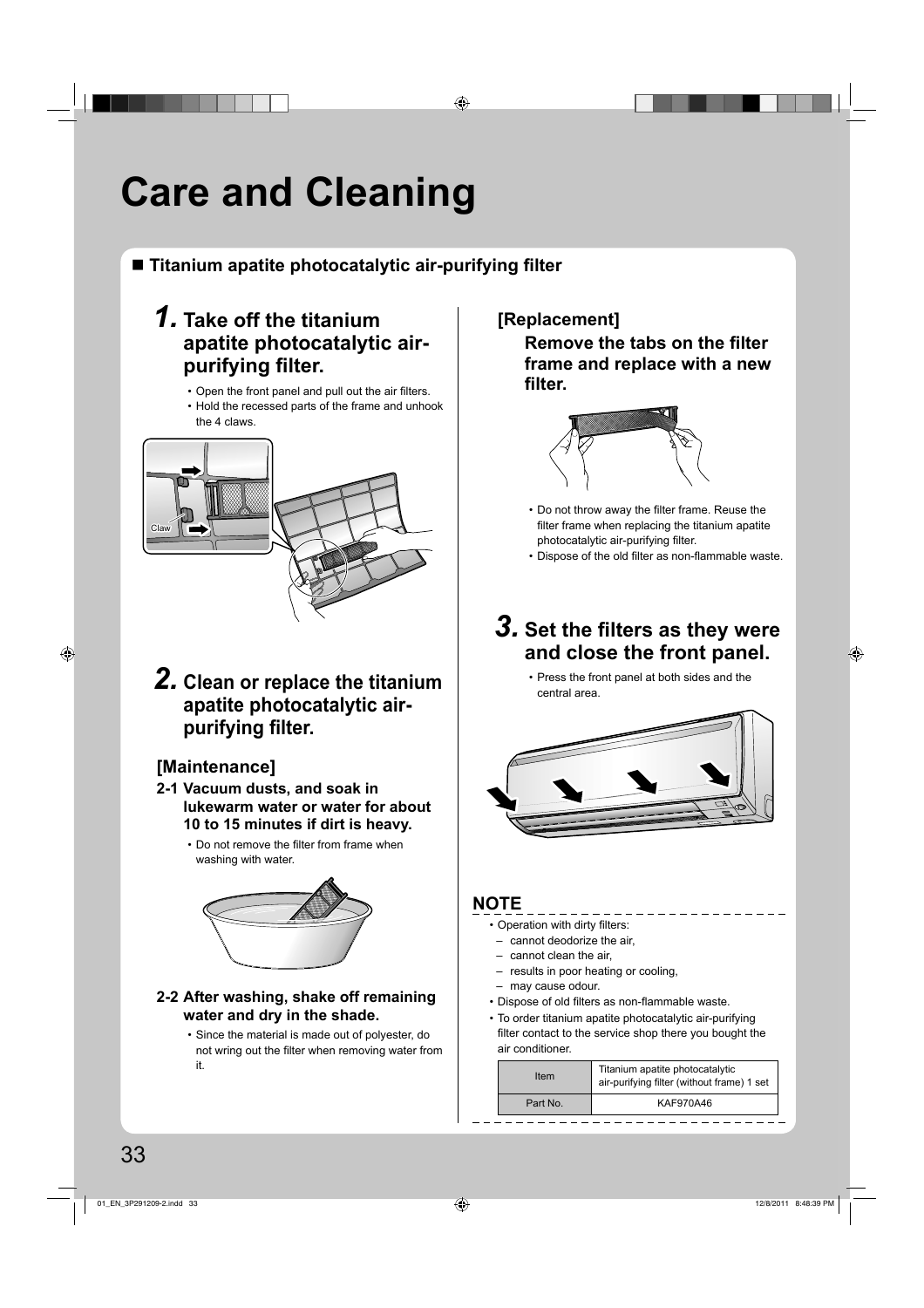# Care and Cleaning

## ■ Titanium apatite photocatalytic air-purifying filter

### 1. Take off the titanium apatite photocatalytic air-purifying filter.

- Open the front panel and pull out the air filters.
- Hold the recessed parts of the frame and unhook the 4 claws.

Claw

### 2. Clean or replace the titanium apatite photocatalytic air-purifying filter.

**[Maintenance]**

**2-1 Vacuum dusts, and soak in lukewarm water or water for about 10 to 15 minutes if dirt is heavy.**

- Do not remove the filter from frame when washing with water.

**2-2 After washing, shake off remaining water and dry in the shade.**

- Since the material is made out of polyester, do not wring out the filter when removing water from it.

**[Replacement]**

**Remove the tabs on the filter frame and replace with a new filter.**

- Do not throw away the filter frame. Reuse the filter frame when replacing the titanium apatite photocatalytic air-purifying filter.
- Dispose of the old filter as non-flammable waste.

### 3. Set the filters as they were and close the front panel.

- Press the front panel at both sides and the central area.

**NOTE**

- Operation with dirty filters:
  - cannot deodorize the air,
  - cannot clean the air,
  - results in poor heating or cooling,
  - may cause odour.
- Dispose of old filters as non-flammable waste.
- To order titanium apatite photocatalytic air-purifying filter contact to the service shop there you bought the air conditioner.

| | |
|---|---|
| Item | Titanium apatite photocatalytic air-purifying filter (without frame) 1 set |
| Part No. | KAF970A46 |